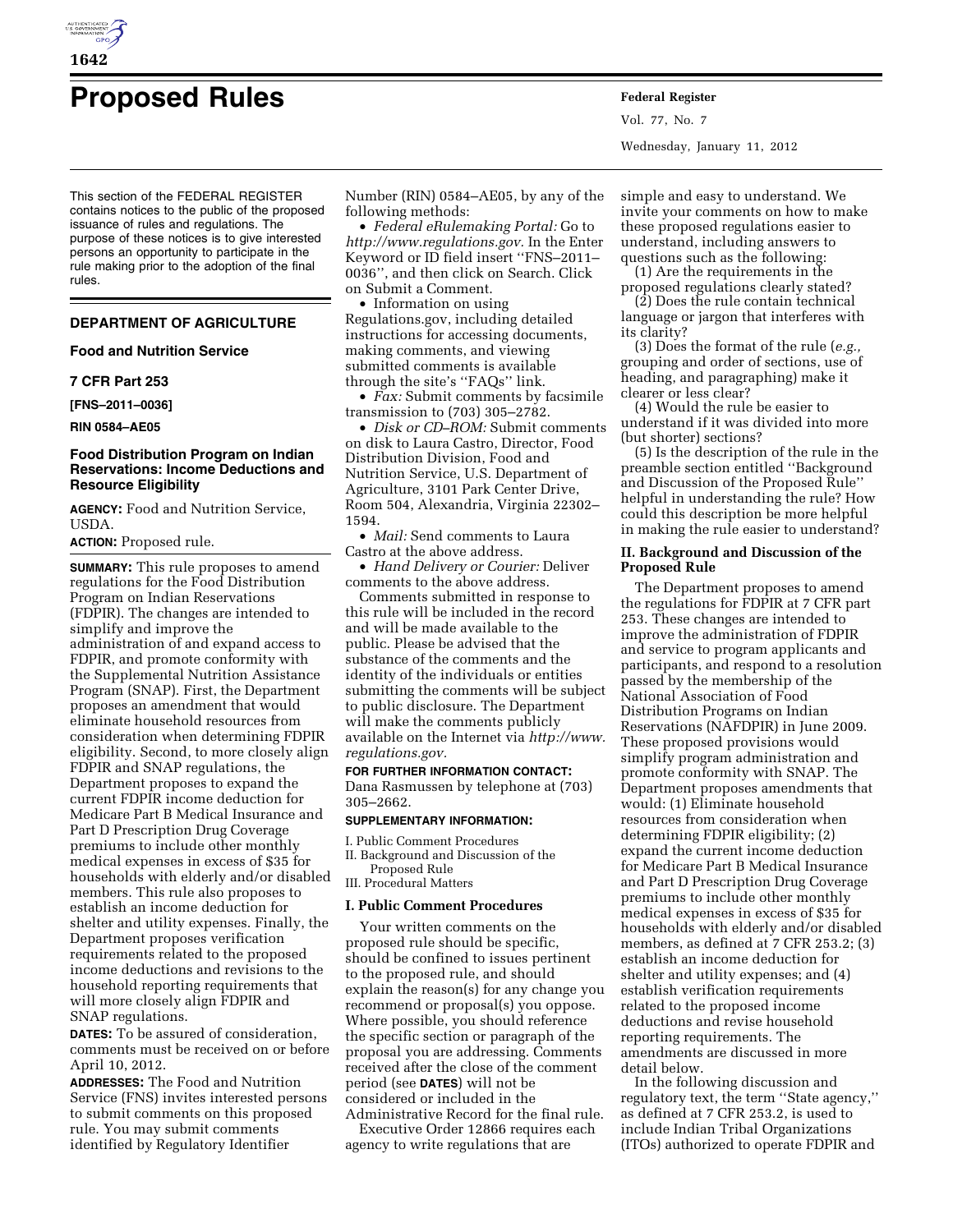# Proposed Rules

This section of the FEDERAL REGISTER contains notices to the public of the proposed issuance of rules and regulations. The purpose of these notices is to give interested persons an opportunity to participate in the rule making prior to the adoption of the final rules.

## DEPARTMENT OF AGRICULTURE

### Food and Nutrition Service

### 7 CFR Part 253

**[FNS–2011–0036]**

**RIN 0584–AE05**

### Food Distribution Program on Indian Reservations: Income Deductions and Resource Eligibility

**AGENCY:** Food and Nutrition Service, USDA.

**ACTION:** Proposed rule.

**SUMMARY:** This rule proposes to amend regulations for the Food Distribution Program on Indian Reservations (FDPIR). The changes are intended to simplify and improve the administration of and expand access to FDPIR, and promote conformity with the Supplemental Nutrition Assistance Program (SNAP). First, the Department proposes an amendment that would eliminate household resources from consideration when determining FDPIR eligibility. Second, to more closely align FDPIR and SNAP regulations, the Department proposes to expand the current FDPIR income deduction for Medicare Part B Medical Insurance and Part D Prescription Drug Coverage premiums to include other monthly medical expenses in excess of $35 for households with elderly and/or disabled members. This rule also proposes to establish an income deduction for shelter and utility expenses. Finally, the Department proposes verification requirements related to the proposed income deductions and revisions to the household reporting requirements that will more closely align FDPIR and SNAP regulations.

**DATES:** To be assured of consideration, comments must be received on or before April 10, 2012.

**ADDRESSES:** The Food and Nutrition Service (FNS) invites interested persons to submit comments on this proposed rule. You may submit comments identified by Regulatory Identifier Number (RIN) 0584–AE05, by any of the following methods:

- *Federal eRulemaking Portal:* Go to *http://www.regulations.gov.* In the Enter Keyword or ID field insert ''FNS–2011–0036'', and then click on Search. Click on Submit a Comment.
- Information on using Regulations.gov, including detailed instructions for accessing documents, making comments, and viewing submitted comments is available through the site's ''FAQs'' link.
- *Fax:* Submit comments by facsimile transmission to (703) 305–2782.
- *Disk or CD–ROM:* Submit comments on disk to Laura Castro, Director, Food Distribution Division, Food and Nutrition Service, U.S. Department of Agriculture, 3101 Park Center Drive, Room 504, Alexandria, Virginia 22302–1594.
- *Mail:* Send comments to Laura Castro at the above address.
- *Hand Delivery or Courier:* Deliver comments to the above address.

Comments submitted in response to this rule will be included in the record and will be made available to the public. Please be advised that the substance of the comments and the identity of the individuals or entities submitting the comments will be subject to public disclosure. The Department will make the comments publicly available on the Internet via *http://www.regulations.gov.*

**FOR FURTHER INFORMATION CONTACT:** Dana Rasmussen by telephone at (703) 305–2662.

**SUPPLEMENTARY INFORMATION:**

I. Public Comment Procedures
II. Background and Discussion of the Proposed Rule
III. Procedural Matters

#### I. Public Comment Procedures

Your written comments on the proposed rule should be specific, should be confined to issues pertinent to the proposed rule, and should explain the reason(s) for any change you recommend or proposal(s) you oppose. Where possible, you should reference the specific section or paragraph of the proposal you are addressing. Comments received after the close of the comment period (see **DATES**) will not be considered or included in the Administrative Record for the final rule.

Executive Order 12866 requires each agency to write regulations that are simple and easy to understand. We invite your comments on how to make these proposed regulations easier to understand, including answers to questions such as the following:

(1) Are the requirements in the proposed regulations clearly stated?

(2) Does the rule contain technical language or jargon that interferes with its clarity?

(3) Does the format of the rule (*e.g.,* grouping and order of sections, use of heading, and paragraphing) make it clearer or less clear?

(4) Would the rule be easier to understand if it was divided into more (but shorter) sections?

(5) Is the description of the rule in the preamble section entitled ''Background and Discussion of the Proposed Rule'' helpful in understanding the rule? How could this description be more helpful in making the rule easier to understand?

#### II. Background and Discussion of the Proposed Rule

The Department proposes to amend the regulations for FDPIR at 7 CFR part 253. These changes are intended to improve the administration of FDPIR and service to program applicants and participants, and respond to a resolution passed by the membership of the National Association of Food Distribution Programs on Indian Reservations (NAFDPIR) in June 2009. These proposed provisions would simplify program administration and promote conformity with SNAP. The Department proposes amendments that would: (1) Eliminate household resources from consideration when determining FDPIR eligibility; (2) expand the current income deduction for Medicare Part B Medical Insurance and Part D Prescription Drug Coverage premiums to include other monthly medical expenses in excess of $35 for households with elderly and/or disabled members, as defined at 7 CFR 253.2; (3) establish an income deduction for shelter and utility expenses; and (4) establish verification requirements related to the proposed income deductions and revise household reporting requirements. The amendments are discussed in more detail below.

In the following discussion and regulatory text, the term ''State agency,'' as defined at 7 CFR 253.2, is used to include Indian Tribal Organizations (ITOs) authorized to operate FDPIR and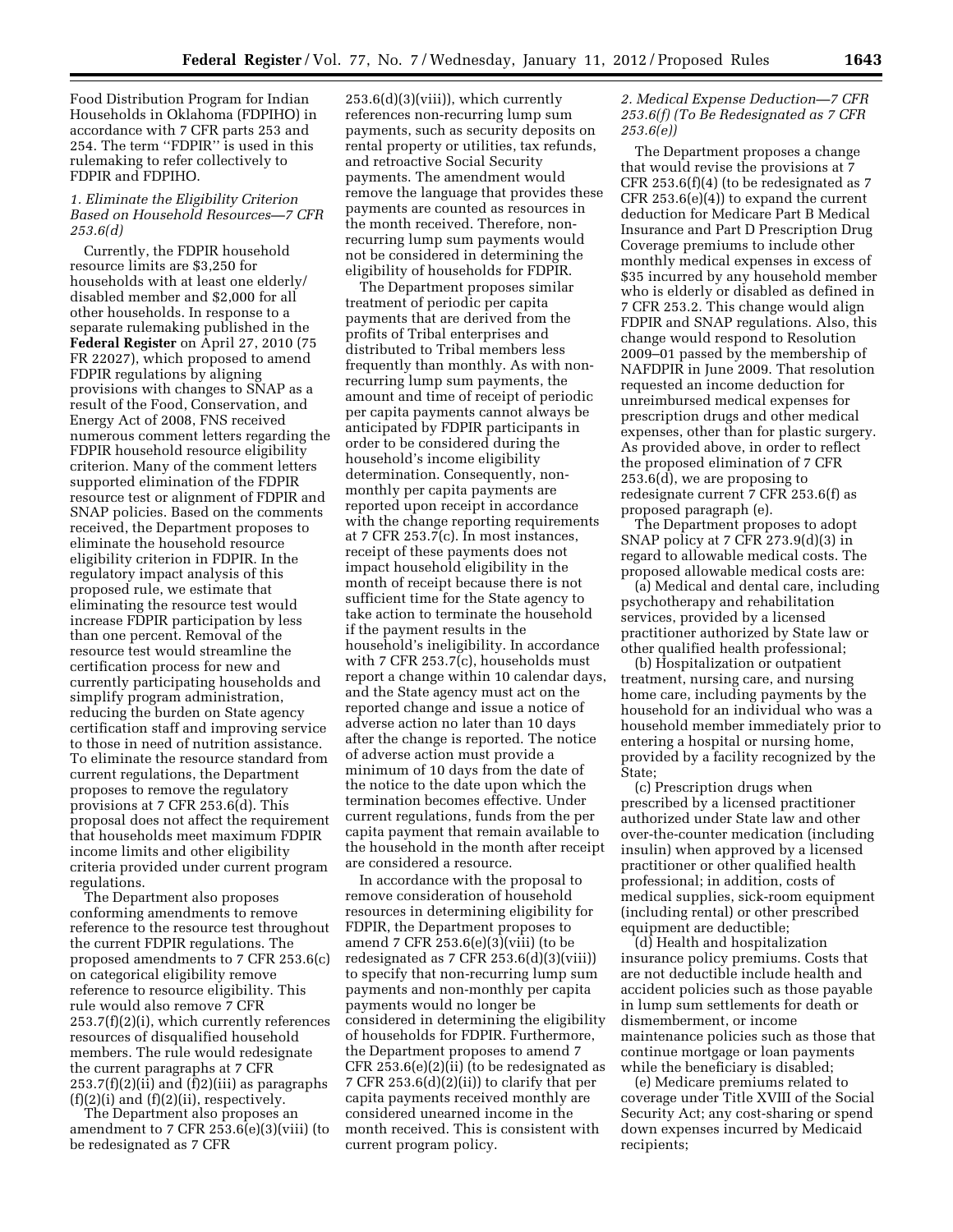Food Distribution Program for Indian Households in Oklahoma (FDPIHO) in accordance with 7 CFR parts 253 and 254. The term ''FDPIR'' is used in this rulemaking to refer collectively to FDPIR and FDPIHO.

### *1. Eliminate the Eligibility Criterion Based on Household Resources—7 CFR 253.6(d)*

Currently, the FDPIR household resource limits are $3,250 for households with at least one elderly/disabled member and $2,000 for all other households. In response to a separate rulemaking published in the **Federal Register** on April 27, 2010 (75 FR 22027), which proposed to amend FDPIR regulations by aligning provisions with changes to SNAP as a result of the Food, Conservation, and Energy Act of 2008, FNS received numerous comment letters regarding the FDPIR household resource eligibility criterion. Many of the comment letters supported elimination of the FDPIR resource test or alignment of FDPIR and SNAP policies. Based on the comments received, the Department proposes to eliminate the household resource eligibility criterion in FDPIR. In the regulatory impact analysis of this proposed rule, we estimate that eliminating the resource test would increase FDPIR participation by less than one percent. Removal of the resource test would streamline the certification process for new and currently participating households and simplify program administration, reducing the burden on State agency certification staff and improving service to those in need of nutrition assistance. To eliminate the resource standard from current regulations, the Department proposes to remove the regulatory provisions at 7 CFR 253.6(d). This proposal does not affect the requirement that households meet maximum FDPIR income limits and other eligibility criteria provided under current program regulations.

The Department also proposes conforming amendments to remove reference to the resource test throughout the current FDPIR regulations. The proposed amendments to 7 CFR 253.6(c) on categorical eligibility remove reference to resource eligibility. This rule would also remove 7 CFR 253.7(f)(2)(i), which currently references resources of disqualified household members. The rule would redesignate the current paragraphs at 7 CFR 253.7(f)(2)(ii) and (f)2)(iii) as paragraphs (f)(2)(i) and (f)(2)(ii), respectively.

The Department also proposes an amendment to 7 CFR 253.6(e)(3)(viii) (to be redesignated as 7 CFR 253.6(d)(3)(viii)), which currently references non-recurring lump sum payments, such as security deposits on rental property or utilities, tax refunds, and retroactive Social Security payments. The amendment would remove the language that provides these payments are counted as resources in the month received. Therefore, non-recurring lump sum payments would not be considered in determining the eligibility of households for FDPIR.

The Department proposes similar treatment of periodic per capita payments that are derived from the profits of Tribal enterprises and distributed to Tribal members less frequently than monthly. As with non-recurring lump sum payments, the amount and time of receipt of periodic per capita payments cannot always be anticipated by FDPIR participants in order to be considered during the household's income eligibility determination. Consequently, non-monthly per capita payments are reported upon receipt in accordance with the change reporting requirements at 7 CFR 253.7(c). In most instances, receipt of these payments does not impact household eligibility in the month of receipt because there is not sufficient time for the State agency to take action to terminate the household if the payment results in the household's ineligibility. In accordance with 7 CFR 253.7(c), households must report a change within 10 calendar days, and the State agency must act on the reported change and issue a notice of adverse action no later than 10 days after the change is reported. The notice of adverse action must provide a minimum of 10 days from the date of the notice to the date upon which the termination becomes effective. Under current regulations, funds from the per capita payment that remain available to the household in the month after receipt are considered a resource.

In accordance with the proposal to remove consideration of household resources in determining eligibility for FDPIR, the Department proposes to amend 7 CFR 253.6(e)(3)(viii) (to be redesignated as 7 CFR 253.6(d)(3)(viii)) to specify that non-recurring lump sum payments and non-monthly per capita payments would no longer be considered in determining the eligibility of households for FDPIR. Furthermore, the Department proposes to amend 7 CFR 253.6(e)(2)(ii) (to be redesignated as 7 CFR 253.6(d)(2)(ii)) to clarify that per capita payments received monthly are considered unearned income in the month received. This is consistent with current program policy.

### *2. Medical Expense Deduction—7 CFR 253.6(f) (To Be Redesignated as 7 CFR 253.6(e))*

The Department proposes a change that would revise the provisions at 7 CFR 253.6(f)(4) (to be redesignated as 7 CFR 253.6(e)(4)) to expand the current deduction for Medicare Part B Medical Insurance and Part D Prescription Drug Coverage premiums to include other monthly medical expenses in excess of $35 incurred by any household member who is elderly or disabled as defined in 7 CFR 253.2. This change would align FDPIR and SNAP regulations. Also, this change would respond to Resolution 2009–01 passed by the membership of NAFDPIR in June 2009. That resolution requested an income deduction for unreimbursed medical expenses for prescription drugs and other medical expenses, other than for plastic surgery. As provided above, in order to reflect the proposed elimination of 7 CFR 253.6(d), we are proposing to redesignate current 7 CFR 253.6(f) as proposed paragraph (e).

The Department proposes to adopt SNAP policy at 7 CFR 273.9(d)(3) in regard to allowable medical costs. The proposed allowable medical costs are:

(a) Medical and dental care, including psychotherapy and rehabilitation services, provided by a licensed practitioner authorized by State law or other qualified health professional;

(b) Hospitalization or outpatient treatment, nursing care, and nursing home care, including payments by the household for an individual who was a household member immediately prior to entering a hospital or nursing home, provided by a facility recognized by the State;

(c) Prescription drugs when prescribed by a licensed practitioner authorized under State law and other over-the-counter medication (including insulin) when approved by a licensed practitioner or other qualified health professional; in addition, costs of medical supplies, sick-room equipment (including rental) or other prescribed equipment are deductible;

(d) Health and hospitalization insurance policy premiums. Costs that are not deductible include health and accident policies such as those payable in lump sum settlements for death or dismemberment, or income maintenance policies such as those that continue mortgage or loan payments while the beneficiary is disabled;

(e) Medicare premiums related to coverage under Title XVIII of the Social Security Act; any cost-sharing or spend down expenses incurred by Medicaid recipients;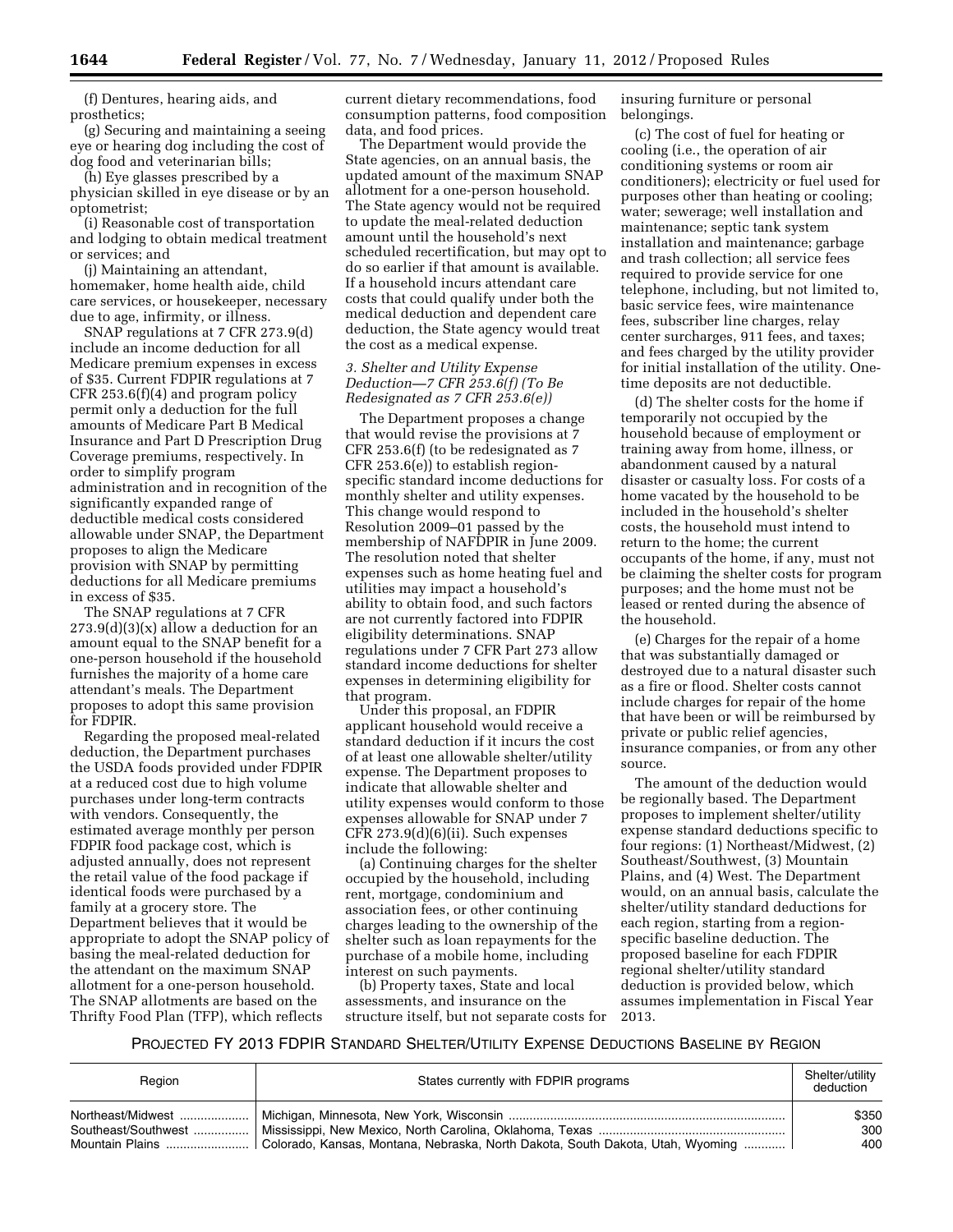(f) Dentures, hearing aids, and prosthetics;

(g) Securing and maintaining a seeing eye or hearing dog including the cost of dog food and veterinarian bills;

(h) Eye glasses prescribed by a physician skilled in eye disease or by an optometrist;

(i) Reasonable cost of transportation and lodging to obtain medical treatment or services; and

(j) Maintaining an attendant, homemaker, home health aide, child care services, or housekeeper, necessary due to age, infirmity, or illness.

SNAP regulations at 7 CFR 273.9(d) include an income deduction for all Medicare premium expenses in excess of $35. Current FDPIR regulations at 7 CFR 253.6(f)(4) and program policy permit only a deduction for the full amounts of Medicare Part B Medical Insurance and Part D Prescription Drug Coverage premiums, respectively. In order to simplify program administration and in recognition of the significantly expanded range of deductible medical costs considered allowable under SNAP, the Department proposes to align the Medicare provision with SNAP by permitting deductions for all Medicare premiums in excess of $35.

The SNAP regulations at 7 CFR 273.9(d)(3)(x) allow a deduction for an amount equal to the SNAP benefit for a one-person household if the household furnishes the majority of a home care attendant's meals. The Department proposes to adopt this same provision for FDPIR.

Regarding the proposed meal-related deduction, the Department purchases the USDA foods provided under FDPIR at a reduced cost due to high volume purchases under long-term contracts with vendors. Consequently, the estimated average monthly per person FDPIR food package cost, which is adjusted annually, does not represent the retail value of the food package if identical foods were purchased by a family at a grocery store. The Department believes that it would be appropriate to adopt the SNAP policy of basing the meal-related deduction for the attendant on the maximum SNAP allotment for a one-person household. The SNAP allotments are based on the Thrifty Food Plan (TFP), which reflects current dietary recommendations, food consumption patterns, food composition data, and food prices.

The Department would provide the State agencies, on an annual basis, the updated amount of the maximum SNAP allotment for a one-person household. The State agency would not be required to update the meal-related deduction amount until the household's next scheduled recertification, but may opt to do so earlier if that amount is available. If a household incurs attendant care costs that could qualify under both the medical deduction and dependent care deduction, the State agency would treat the cost as a medical expense.

### *3. Shelter and Utility Expense Deduction—7 CFR 253.6(f) (To Be Redesignated as 7 CFR 253.6(e))*

The Department proposes a change that would revise the provisions at 7 CFR 253.6(f) (to be redesignated as 7 CFR 253.6(e)) to establish region-specific standard income deductions for monthly shelter and utility expenses. This change would respond to Resolution 2009–01 passed by the membership of NAFDPIR in June 2009. The resolution noted that shelter expenses such as home heating fuel and utilities may impact a household's ability to obtain food, and such factors are not currently factored into FDPIR eligibility determinations. SNAP regulations under 7 CFR Part 273 allow standard income deductions for shelter expenses in determining eligibility for that program.

Under this proposal, an FDPIR applicant household would receive a standard deduction if it incurs the cost of at least one allowable shelter/utility expense. The Department proposes to indicate that allowable shelter and utility expenses would conform to those expenses allowable for SNAP under 7 CFR 273.9(d)(6)(ii). Such expenses include the following:

(a) Continuing charges for the shelter occupied by the household, including rent, mortgage, condominium and association fees, or other continuing charges leading to the ownership of the shelter such as loan repayments for the purchase of a mobile home, including interest on such payments.

(b) Property taxes, State and local assessments, and insurance on the structure itself, but not separate costs for insuring furniture or personal belongings.

(c) The cost of fuel for heating or cooling (i.e., the operation of air conditioning systems or room air conditioners); electricity or fuel used for purposes other than heating or cooling; water; sewerage; well installation and maintenance; septic tank system installation and maintenance; garbage and trash collection; all service fees required to provide service for one telephone, including, but not limited to, basic service fees, wire maintenance fees, subscriber line charges, relay center surcharges, 911 fees, and taxes; and fees charged by the utility provider for initial installation of the utility. One-time deposits are not deductible.

(d) The shelter costs for the home if temporarily not occupied by the household because of employment or training away from home, illness, or abandonment caused by a natural disaster or casualty loss. For costs of a home vacated by the household to be included in the household's shelter costs, the household must intend to return to the home; the current occupants of the home, if any, must not be claiming the shelter costs for program purposes; and the home must not be leased or rented during the absence of the household.

(e) Charges for the repair of a home that was substantially damaged or destroyed due to a natural disaster such as a fire or flood. Shelter costs cannot include charges for repair of the home that have been or will be reimbursed by private or public relief agencies, insurance companies, or from any other source.

The amount of the deduction would be regionally based. The Department proposes to implement shelter/utility expense standard deductions specific to four regions: (1) Northeast/Midwest, (2) Southeast/Southwest, (3) Mountain Plains, and (4) West. The Department would, on an annual basis, calculate the shelter/utility standard deductions for each region, starting from a region-specific baseline deduction. The proposed baseline for each FDPIR regional shelter/utility standard deduction is provided below, which assumes implementation in Fiscal Year 2013.

PROJECTED FY 2013 FDPIR STANDARD SHELTER/UTILITY EXPENSE DEDUCTIONS BASELINE BY REGION

| Region | States currently with FDPIR programs | Shelter/utility deduction |
|---|---|---|
| Northeast/Midwest | Michigan, Minnesota, New York, Wisconsin | $350 |
| Southeast/Southwest | Mississippi, New Mexico, North Carolina, Oklahoma, Texas | 300 |
| Mountain Plains | Colorado, Kansas, Montana, Nebraska, North Dakota, South Dakota, Utah, Wyoming | 400 |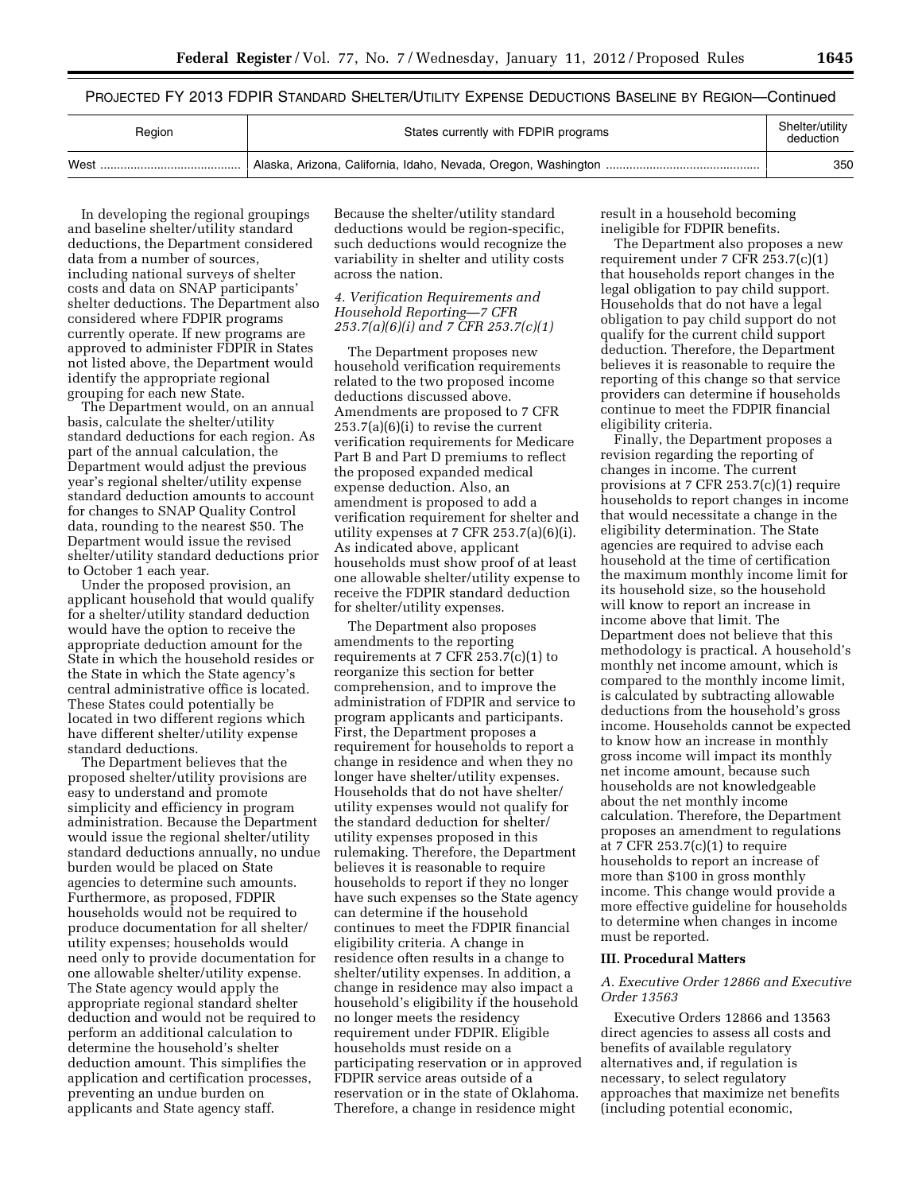PROJECTED FY 2013 FDPIR STANDARD SHELTER/UTILITY EXPENSE DEDUCTIONS BASELINE BY REGION—Continued

| Region | States currently with FDPIR programs | Shelter/utility deduction |
|---|---|---|
| West | Alaska, Arizona, California, Idaho, Nevada, Oregon, Washington | 350 |

In developing the regional groupings and baseline shelter/utility standard deductions, the Department considered data from a number of sources, including national surveys of shelter costs and data on SNAP participants' shelter deductions. The Department also considered where FDPIR programs currently operate. If new programs are approved to administer FDPIR in States not listed above, the Department would identify the appropriate regional grouping for each new State.

The Department would, on an annual basis, calculate the shelter/utility standard deductions for each region. As part of the annual calculation, the Department would adjust the previous year's regional shelter/utility expense standard deduction amounts to account for changes to SNAP Quality Control data, rounding to the nearest $50. The Department would issue the revised shelter/utility standard deductions prior to October 1 each year.

Under the proposed provision, an applicant household that would qualify for a shelter/utility standard deduction would have the option to receive the appropriate deduction amount for the State in which the household resides or the State in which the State agency's central administrative office is located. These States could potentially be located in two different regions which have different shelter/utility expense standard deductions.

The Department believes that the proposed shelter/utility provisions are easy to understand and promote simplicity and efficiency in program administration. Because the Department would issue the regional shelter/utility standard deductions annually, no undue burden would be placed on State agencies to determine such amounts. Furthermore, as proposed, FDPIR households would not be required to produce documentation for all shelter/utility expenses; households would need only to provide documentation for one allowable shelter/utility expense. The State agency would apply the appropriate regional standard shelter deduction and would not be required to perform an additional calculation to determine the household's shelter deduction amount. This simplifies the application and certification processes, preventing an undue burden on applicants and State agency staff. Because the shelter/utility standard deductions would be region-specific, such deductions would recognize the variability in shelter and utility costs across the nation.

*4. Verification Requirements and Household Reporting—7 CFR 253.7(a)(6)(i) and 7 CFR 253.7(c)(1)*

The Department proposes new household verification requirements related to the two proposed income deductions discussed above. Amendments are proposed to 7 CFR 253.7(a)(6)(i) to revise the current verification requirements for Medicare Part B and Part D premiums to reflect the proposed expanded medical expense deduction. Also, an amendment is proposed to add a verification requirement for shelter and utility expenses at 7 CFR 253.7(a)(6)(i). As indicated above, applicant households must show proof of at least one allowable shelter/utility expense to receive the FDPIR standard deduction for shelter/utility expenses.

The Department also proposes amendments to the reporting requirements at 7 CFR 253.7(c)(1) to reorganize this section for better comprehension, and to improve the administration of FDPIR and service to program applicants and participants. First, the Department proposes a requirement for households to report a change in residence and when they no longer have shelter/utility expenses. Households that do not have shelter/utility expenses would not qualify for the standard deduction for shelter/utility expenses proposed in this rulemaking. Therefore, the Department believes it is reasonable to require households to report if they no longer have such expenses so the State agency can determine if the household continues to meet the FDPIR financial eligibility criteria. A change in residence often results in a change to shelter/utility expenses. In addition, a change in residence may also impact a household's eligibility if the household no longer meets the residency requirement under FDPIR. Eligible households must reside on a participating reservation or in approved FDPIR service areas outside of a reservation or in the state of Oklahoma. Therefore, a change in residence might result in a household becoming ineligible for FDPIR benefits.

The Department also proposes a new requirement under 7 CFR 253.7(c)(1) that households report changes in the legal obligation to pay child support. Households that do not have a legal obligation to pay child support do not qualify for the current child support deduction. Therefore, the Department believes it is reasonable to require the reporting of this change so that service providers can determine if households continue to meet the FDPIR financial eligibility criteria.

Finally, the Department proposes a revision regarding the reporting of changes in income. The current provisions at 7 CFR 253.7(c)(1) require households to report changes in income that would necessitate a change in the eligibility determination. The State agencies are required to advise each household at the time of certification the maximum monthly income limit for its household size, so the household will know to report an increase in income above that limit. The Department does not believe that this methodology is practical. A household's monthly net income amount, which is compared to the monthly income limit, is calculated by subtracting allowable deductions from the household's gross income. Households cannot be expected to know how an increase in monthly gross income will impact its monthly net income amount, because such households are not knowledgeable about the net monthly income calculation. Therefore, the Department proposes an amendment to regulations at 7 CFR 253.7(c)(1) to require households to report an increase of more than $100 in gross monthly income. This change would provide a more effective guideline for households to determine when changes in income must be reported.

## III. Procedural Matters

*A. Executive Order 12866 and Executive Order 13563*

Executive Orders 12866 and 13563 direct agencies to assess all costs and benefits of available regulatory alternatives and, if regulation is necessary, to select regulatory approaches that maximize net benefits (including potential economic,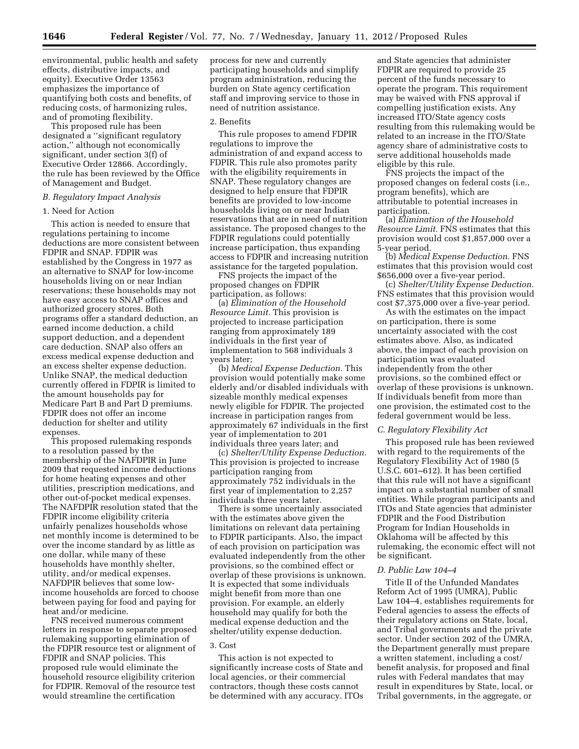environmental, public health and safety effects, distributive impacts, and equity). Executive Order 13563 emphasizes the importance of quantifying both costs and benefits, of reducing costs, of harmonizing rules, and of promoting flexibility.

This proposed rule has been designated a ''significant regulatory action,'' although not economically significant, under section 3(f) of Executive Order 12866. Accordingly, the rule has been reviewed by the Office of Management and Budget.

### *B. Regulatory Impact Analysis*

#### 1. Need for Action

This action is needed to ensure that regulations pertaining to income deductions are more consistent between FDPIR and SNAP. FDPIR was established by the Congress in 1977 as an alternative to SNAP for low-income households living on or near Indian reservations; these households may not have easy access to SNAP offices and authorized grocery stores. Both programs offer a standard deduction, an earned income deduction, a child support deduction, and a dependent care deduction. SNAP also offers an excess medical expense deduction and an excess shelter expense deduction. Unlike SNAP, the medical deduction currently offered in FDPIR is limited to the amount households pay for Medicare Part B and Part D premiums. FDPIR does not offer an income deduction for shelter and utility expenses.

This proposed rulemaking responds to a resolution passed by the membership of the NAFDPIR in June 2009 that requested income deductions for home heating expenses and other utilities, prescription medications, and other out-of-pocket medical expenses. The NAFDPIR resolution stated that the FDPIR income eligibility criteria unfairly penalizes households whose net monthly income is determined to be over the income standard by as little as one dollar, while many of these households have monthly shelter, utility, and/or medical expenses. NAFDPIR believes that some low-income households are forced to choose between paying for food and paying for heat and/or medicine.

FNS received numerous comment letters in response to separate proposed rulemaking supporting elimination of the FDPIR resource test or alignment of FDPIR and SNAP policies. This proposed rule would eliminate the household resource eligibility criterion for FDPIR. Removal of the resource test would streamline the certification process for new and currently participating households and simplify program administration, reducing the burden on State agency certification staff and improving service to those in need of nutrition assistance.

#### 2. Benefits

This rule proposes to amend FDPIR regulations to improve the administration of and expand access to FDPIR. This rule also promotes parity with the eligibility requirements in SNAP. These regulatory changes are designed to help ensure that FDPIR benefits are provided to low-income households living on or near Indian reservations that are in need of nutrition assistance. The proposed changes to the FDPIR regulations could potentially increase participation, thus expanding access to FDPIR and increasing nutrition assistance for the targeted population.

FNS projects the impact of the proposed changes on FDPIR participation, as follows:

(a) *Elimination of the Household Resource Limit.* This provision is projected to increase participation ranging from approximately 189 individuals in the first year of implementation to 568 individuals 3 years later;

(b) *Medical Expense Deduction.* This provision would potentially make some elderly and/or disabled individuals with sizeable monthly medical expenses newly eligible for FDPIR. The projected increase in participation ranges from approximately 67 individuals in the first year of implementation to 201 individuals three years later; and

(c) *Shelter/Utility Expense Deduction.* This provision is projected to increase participation ranging from approximately 752 individuals in the first year of implementation to 2,257 individuals three years later.

There is some uncertainty associated with the estimates above given the limitations on relevant data pertaining to FDPIR participants. Also, the impact of each provision on participation was evaluated independently from the other provisions, so the combined effect or overlap of these provisions is unknown. It is expected that some individuals might benefit from more than one provision. For example, an elderly household may qualify for both the medical expense deduction and the shelter/utility expense deduction.

#### 3. Cost

This action is not expected to significantly increase costs of State and local agencies, or their commercial contractors, though these costs cannot be determined with any accuracy. ITOs and State agencies that administer FDPIR are required to provide 25 percent of the funds necessary to operate the program. This requirement may be waived with FNS approval if compelling justification exists. Any increased ITO/State agency costs resulting from this rulemaking would be related to an increase in the ITO/State agency share of administrative costs to serve additional households made eligible by this rule.

FNS projects the impact of the proposed changes on federal costs (i.e., program benefits), which are attributable to potential increases in participation.

(a) *Elimination of the Household Resource Limit.* FNS estimates that this provision would cost $1,857,000 over a 5-year period.

(b) *Medical Expense Deduction.* FNS estimates that this provision would cost $656,000 over a five-year period.

(c) *Shelter/Utility Expense Deduction.* FNS estimates that this provision would cost $7,375,000 over a five-year period.

As with the estimates on the impact on participation, there is some uncertainty associated with the cost estimates above. Also, as indicated above, the impact of each provision on participation was evaluated independently from the other provisions, so the combined effect or overlap of these provisions is unknown. If individuals benefit from more than one provision, the estimated cost to the federal government would be less.

### *C. Regulatory Flexibility Act*

This proposed rule has been reviewed with regard to the requirements of the Regulatory Flexibility Act of 1980 (5 U.S.C. 601–612). It has been certified that this rule will not have a significant impact on a substantial number of small entities. While program participants and ITOs and State agencies that administer FDPIR and the Food Distribution Program for Indian Households in Oklahoma will be affected by this rulemaking, the economic effect will not be significant.

### *D. Public Law 104–4*

Title II of the Unfunded Mandates Reform Act of 1995 (UMRA), Public Law 104–4, establishes requirements for Federal agencies to assess the effects of their regulatory actions on State, local, and Tribal governments and the private sector. Under section 202 of the UMRA, the Department generally must prepare a written statement, including a cost/benefit analysis, for proposed and final rules with Federal mandates that may result in expenditures by State, local, or Tribal governments, in the aggregate, or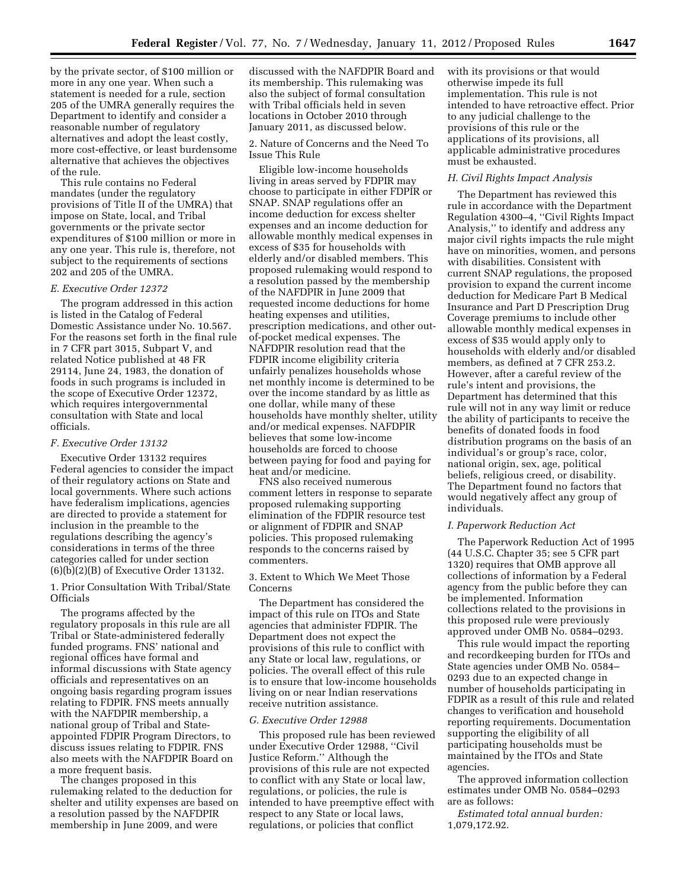by the private sector, of $100 million or more in any one year. When such a statement is needed for a rule, section 205 of the UMRA generally requires the Department to identify and consider a reasonable number of regulatory alternatives and adopt the least costly, more cost-effective, or least burdensome alternative that achieves the objectives of the rule.

This rule contains no Federal mandates (under the regulatory provisions of Title II of the UMRA) that impose on State, local, and Tribal governments or the private sector expenditures of $100 million or more in any one year. This rule is, therefore, not subject to the requirements of sections 202 and 205 of the UMRA.

### *E. Executive Order 12372*

The program addressed in this action is listed in the Catalog of Federal Domestic Assistance under No. 10.567. For the reasons set forth in the final rule in 7 CFR part 3015, Subpart V, and related Notice published at 48 FR 29114, June 24, 1983, the donation of foods in such programs is included in the scope of Executive Order 12372, which requires intergovernmental consultation with State and local officials.

### *F. Executive Order 13132*

Executive Order 13132 requires Federal agencies to consider the impact of their regulatory actions on State and local governments. Where such actions have federalism implications, agencies are directed to provide a statement for inclusion in the preamble to the regulations describing the agency's considerations in terms of the three categories called for under section (6)(b)(2)(B) of Executive Order 13132.

1. Prior Consultation With Tribal/State Officials

The programs affected by the regulatory proposals in this rule are all Tribal or State-administered federally funded programs. FNS' national and regional offices have formal and informal discussions with State agency officials and representatives on an ongoing basis regarding program issues relating to FDPIR. FNS meets annually with the NAFDPIR membership, a national group of Tribal and State-appointed FDPIR Program Directors, to discuss issues relating to FDPIR. FNS also meets with the NAFDPIR Board on a more frequent basis.

The changes proposed in this rulemaking related to the deduction for shelter and utility expenses are based on a resolution passed by the NAFDPIR membership in June 2009, and were discussed with the NAFDPIR Board and its membership. This rulemaking was also the subject of formal consultation with Tribal officials held in seven locations in October 2010 through January 2011, as discussed below.

2. Nature of Concerns and the Need To Issue This Rule

Eligible low-income households living in areas served by FDPIR may choose to participate in either FDPIR or SNAP. SNAP regulations offer an income deduction for excess shelter expenses and an income deduction for allowable monthly medical expenses in excess of $35 for households with elderly and/or disabled members. This proposed rulemaking would respond to a resolution passed by the membership of the NAFDPIR in June 2009 that requested income deductions for home heating expenses and utilities, prescription medications, and other out-of-pocket medical expenses. The NAFDPIR resolution read that the FDPIR income eligibility criteria unfairly penalizes households whose net monthly income is determined to be over the income standard by as little as one dollar, while many of these households have monthly shelter, utility and/or medical expenses. NAFDPIR believes that some low-income households are forced to choose between paying for food and paying for heat and/or medicine.

FNS also received numerous comment letters in response to separate proposed rulemaking supporting elimination of the FDPIR resource test or alignment of FDPIR and SNAP policies. This proposed rulemaking responds to the concerns raised by commenters.

3. Extent to Which We Meet Those Concerns

The Department has considered the impact of this rule on ITOs and State agencies that administer FDPIR. The Department does not expect the provisions of this rule to conflict with any State or local law, regulations, or policies. The overall effect of this rule is to ensure that low-income households living on or near Indian reservations receive nutrition assistance.

### *G. Executive Order 12988*

This proposed rule has been reviewed under Executive Order 12988, "Civil Justice Reform." Although the provisions of this rule are not expected to conflict with any State or local law, regulations, or policies, the rule is intended to have preemptive effect with respect to any State or local laws, regulations, or policies that conflict with its provisions or that would otherwise impede its full implementation. This rule is not intended to have retroactive effect. Prior to any judicial challenge to the provisions of this rule or the applications of its provisions, all applicable administrative procedures must be exhausted.

### *H. Civil Rights Impact Analysis*

The Department has reviewed this rule in accordance with the Department Regulation 4300–4, "Civil Rights Impact Analysis," to identify and address any major civil rights impacts the rule might have on minorities, women, and persons with disabilities. Consistent with current SNAP regulations, the proposed provision to expand the current income deduction for Medicare Part B Medical Insurance and Part D Prescription Drug Coverage premiums to include other allowable monthly medical expenses in excess of $35 would apply only to households with elderly and/or disabled members, as defined at 7 CFR 253.2. However, after a careful review of the rule's intent and provisions, the Department has determined that this rule will not in any way limit or reduce the ability of participants to receive the benefits of donated foods in food distribution programs on the basis of an individual's or group's race, color, national origin, sex, age, political beliefs, religious creed, or disability. The Department found no factors that would negatively affect any group of individuals.

### *I. Paperwork Reduction Act*

The Paperwork Reduction Act of 1995 (44 U.S.C. Chapter 35; see 5 CFR part 1320) requires that OMB approve all collections of information by a Federal agency from the public before they can be implemented. Information collections related to the provisions in this proposed rule were previously approved under OMB No. 0584–0293.

This rule would impact the reporting and recordkeeping burden for ITOs and State agencies under OMB No. 0584–0293 due to an expected change in number of households participating in FDPIR as a result of this rule and related changes to verification and household reporting requirements. Documentation supporting the eligibility of all participating households must be maintained by the ITOs and State agencies.

The approved information collection estimates under OMB No. 0584–0293 are as follows:

*Estimated total annual burden:* 1,079,172.92.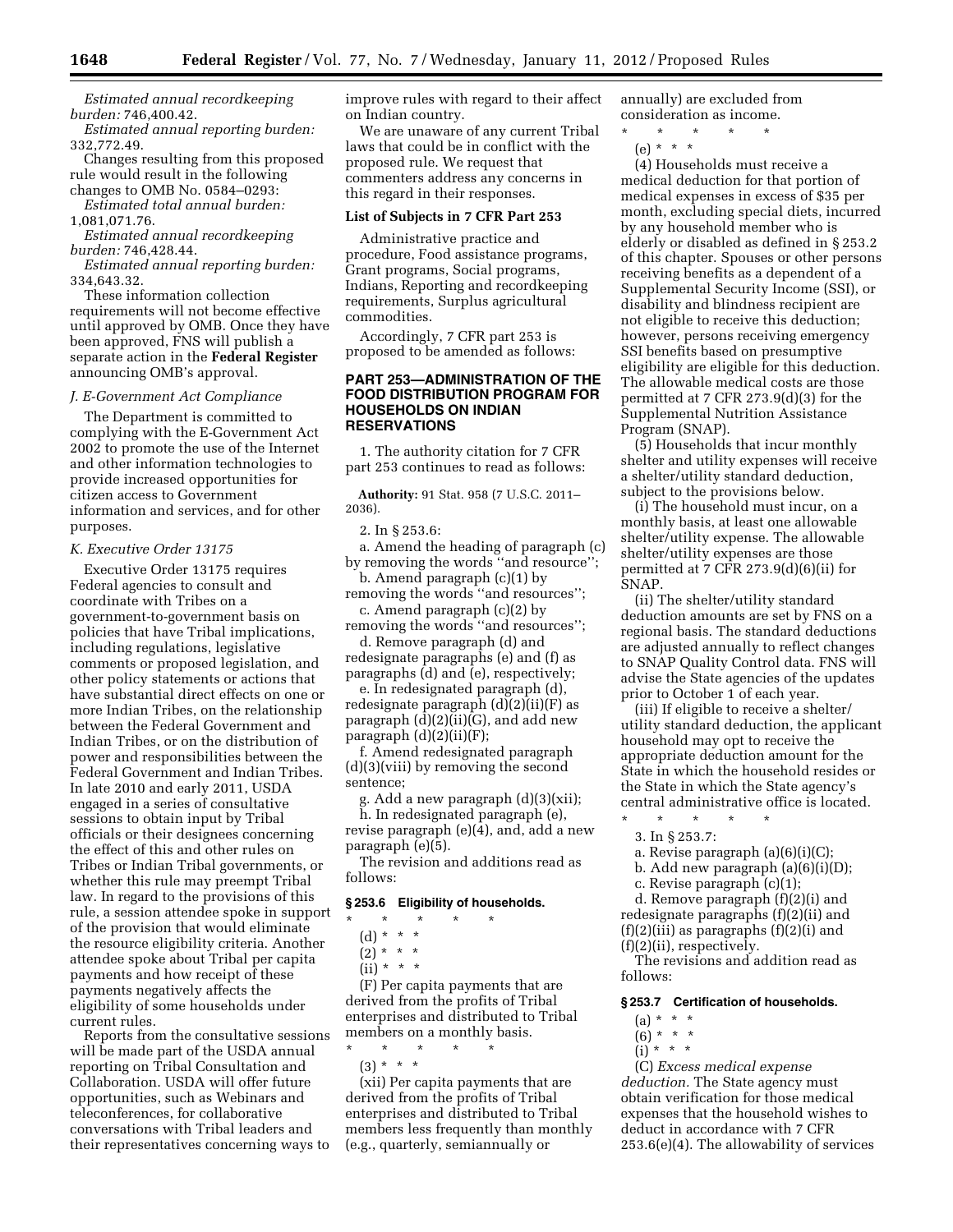*Estimated annual recordkeeping burden:* 746,400.42.

*Estimated annual reporting burden:* 332,772.49.

Changes resulting from this proposed rule would result in the following changes to OMB No. 0584–0293:

*Estimated total annual burden:* 1,081,071.76.

*Estimated annual recordkeeping burden:* 746,428.44.

*Estimated annual reporting burden:* 334,643.32.

These information collection requirements will not become effective until approved by OMB. Once they have been approved, FNS will publish a separate action in the **Federal Register** announcing OMB's approval.

### *J. E-Government Act Compliance*

The Department is committed to complying with the E-Government Act 2002 to promote the use of the Internet and other information technologies to provide increased opportunities for citizen access to Government information and services, and for other purposes.

### *K. Executive Order 13175*

Executive Order 13175 requires Federal agencies to consult and coordinate with Tribes on a government-to-government basis on policies that have Tribal implications, including regulations, legislative comments or proposed legislation, and other policy statements or actions that have substantial direct effects on one or more Indian Tribes, on the relationship between the Federal Government and Indian Tribes, or on the distribution of power and responsibilities between the Federal Government and Indian Tribes. In late 2010 and early 2011, USDA engaged in a series of consultative sessions to obtain input by Tribal officials or their designees concerning the effect of this and other rules on Tribes or Indian Tribal governments, or whether this rule may preempt Tribal law. In regard to the provisions of this rule, a session attendee spoke in support of the provision that would eliminate the resource eligibility criteria. Another attendee spoke about Tribal per capita payments and how receipt of these payments negatively affects the eligibility of some households under current rules.

Reports from the consultative sessions will be made part of the USDA annual reporting on Tribal Consultation and Collaboration. USDA will offer future opportunities, such as Webinars and teleconferences, for collaborative conversations with Tribal leaders and their representatives concerning ways to improve rules with regard to their affect on Indian country.

We are unaware of any current Tribal laws that could be in conflict with the proposed rule. We request that commenters address any concerns in this regard in their responses.

### List of Subjects in 7 CFR Part 253

Administrative practice and procedure, Food assistance programs, Grant programs, Social programs, Indians, Reporting and recordkeeping requirements, Surplus agricultural commodities.

Accordingly, 7 CFR part 253 is proposed to be amended as follows:

## PART 253—ADMINISTRATION OF THE FOOD DISTRIBUTION PROGRAM FOR HOUSEHOLDS ON INDIAN RESERVATIONS

1. The authority citation for 7 CFR part 253 continues to read as follows:

**Authority:** 91 Stat. 958 (7 U.S.C. 2011–2036).

2. In § 253.6:

a. Amend the heading of paragraph (c) by removing the words ''and resource'';

b. Amend paragraph (c)(1) by removing the words ''and resources'';

c. Amend paragraph (c)(2) by removing the words ''and resources'';

d. Remove paragraph (d) and redesignate paragraphs (e) and (f) as paragraphs (d) and (e), respectively;

e. In redesignated paragraph (d), redesignate paragraph (d)(2)(ii)(F) as paragraph (d)(2)(ii)(G), and add new paragraph (d)(2)(ii)(F);

f. Amend redesignated paragraph (d)(3)(viii) by removing the second sentence;

g. Add a new paragraph (d)(3)(xii);

h. In redesignated paragraph (e), revise paragraph (e)(4), and, add a new paragraph (e)(5).

The revision and additions read as follows:

### § 253.6 Eligibility of households.

\* \* \* \* \*

(d) \* \* \*

(2) \* \* \*

(ii) \* \* \*

(F) Per capita payments that are derived from the profits of Tribal enterprises and distributed to Tribal members on a monthly basis.

\* \* \* \* \*

(3) \* \* \*

(xii) Per capita payments that are derived from the profits of Tribal enterprises and distributed to Tribal members less frequently than monthly (e.g., quarterly, semiannually or annually) are excluded from consideration as income.

\* \* \* \* \*

(e) \* \* \*

(4) Households must receive a medical deduction for that portion of medical expenses in excess of $35 per month, excluding special diets, incurred by any household member who is elderly or disabled as defined in § 253.2 of this chapter. Spouses or other persons receiving benefits as a dependent of a Supplemental Security Income (SSI), or disability and blindness recipient are not eligible to receive this deduction; however, persons receiving emergency SSI benefits based on presumptive eligibility are eligible for this deduction. The allowable medical costs are those permitted at 7 CFR 273.9(d)(3) for the Supplemental Nutrition Assistance Program (SNAP).

(5) Households that incur monthly shelter and utility expenses will receive a shelter/utility standard deduction, subject to the provisions below.

(i) The household must incur, on a monthly basis, at least one allowable shelter/utility expense. The allowable shelter/utility expenses are those permitted at 7 CFR 273.9(d)(6)(ii) for SNAP.

(ii) The shelter/utility standard deduction amounts are set by FNS on a regional basis. The standard deductions are adjusted annually to reflect changes to SNAP Quality Control data. FNS will advise the State agencies of the updates prior to October 1 of each year.

(iii) If eligible to receive a shelter/utility standard deduction, the applicant household may opt to receive the appropriate deduction amount for the State in which the household resides or the State in which the State agency's central administrative office is located.

\* \* \* \* \*

3. In § 253.7:

a. Revise paragraph (a)(6)(i)(C);

b. Add new paragraph (a)(6)(i)(D);

c. Revise paragraph (c)(1);

d. Remove paragraph (f)(2)(i) and redesignate paragraphs (f)(2)(ii) and (f)(2)(iii) as paragraphs (f)(2)(i) and (f)(2)(ii), respectively.

The revisions and addition read as follows:

### § 253.7 Certification of households.

(a) \* \* \*

(6) \* \* \*

(i) \* \* \*

(C) *Excess medical expense deduction.* The State agency must obtain verification for those medical expenses that the household wishes to deduct in accordance with 7 CFR 253.6(e)(4). The allowability of services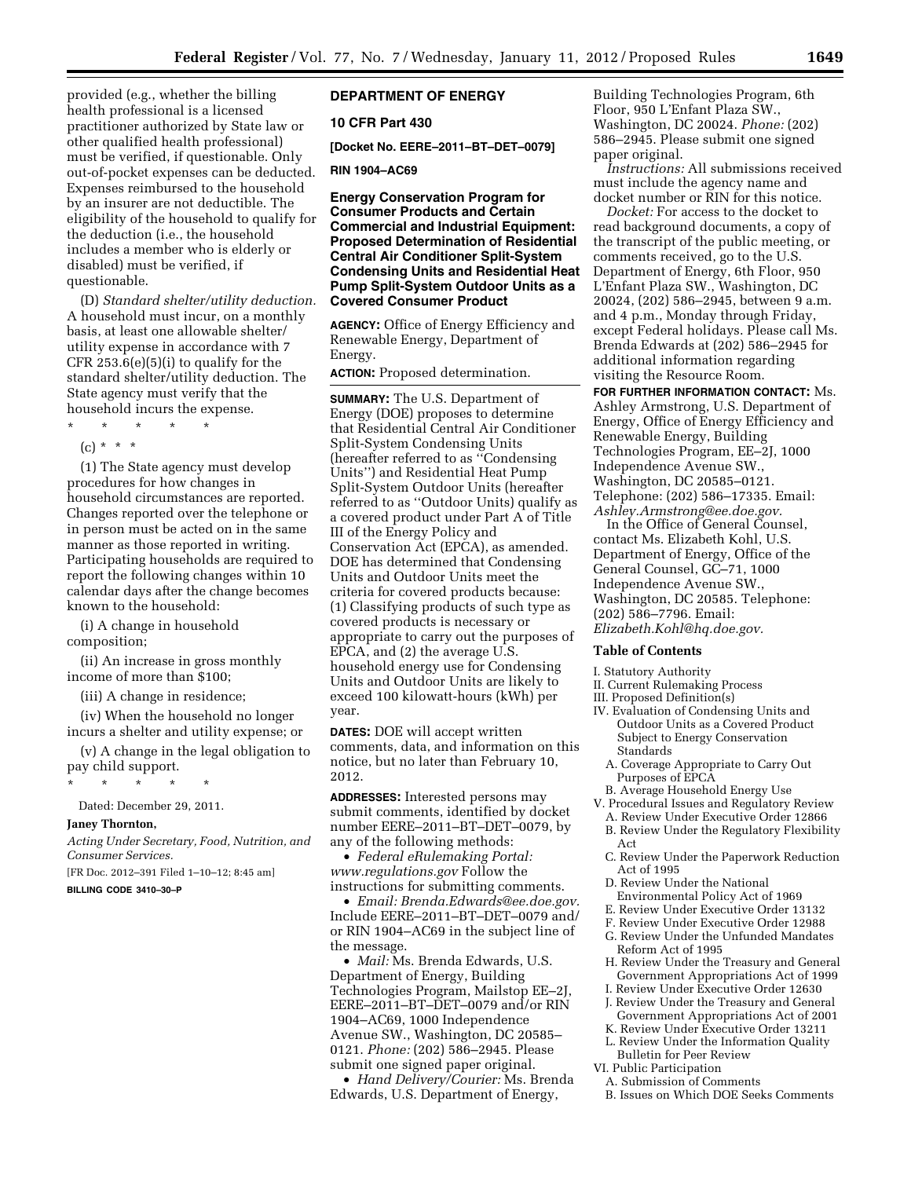provided (e.g., whether the billing health professional is a licensed practitioner authorized by State law or other qualified health professional) must be verified, if questionable. Only out-of-pocket expenses can be deducted. Expenses reimbursed to the household by an insurer are not deductible. The eligibility of the household to qualify for the deduction (i.e., the household includes a member who is elderly or disabled) must be verified, if questionable.

(D) *Standard shelter/utility deduction.* A household must incur, on a monthly basis, at least one allowable shelter/utility expense in accordance with 7 CFR 253.6(e)(5)(i) to qualify for the standard shelter/utility deduction. The State agency must verify that the household incurs the expense.

\* \* \* \* \*

(c) \* \* \*

(1) The State agency must develop procedures for how changes in household circumstances are reported. Changes reported over the telephone or in person must be acted on in the same manner as those reported in writing. Participating households are required to report the following changes within 10 calendar days after the change becomes known to the household:

(i) A change in household composition;

(ii) An increase in gross monthly income of more than $100;

(iii) A change in residence;

(iv) When the household no longer incurs a shelter and utility expense; or

(v) A change in the legal obligation to pay child support.

\* \* \* \* \*

Dated: December 29, 2011.

**Janey Thornton,**

*Acting Under Secretary, Food, Nutrition, and Consumer Services.*

[FR Doc. 2012–391 Filed 1–10–12; 8:45 am]

**BILLING CODE 3410–30–P**

## DEPARTMENT OF ENERGY

### 10 CFR Part 430

**[Docket No. EERE–2011–BT–DET–0079]**

**RIN 1904–AC69**

### Energy Conservation Program for Consumer Products and Certain Commercial and Industrial Equipment: Proposed Determination of Residential Central Air Conditioner Split-System Condensing Units and Residential Heat Pump Split-System Outdoor Units as a Covered Consumer Product

**AGENCY:** Office of Energy Efficiency and Renewable Energy, Department of Energy.

**ACTION:** Proposed determination.

**SUMMARY:** The U.S. Department of Energy (DOE) proposes to determine that Residential Central Air Conditioner Split-System Condensing Units (hereafter referred to as ''Condensing Units'') and Residential Heat Pump Split-System Outdoor Units (hereafter referred to as ''Outdoor Units'') qualify as a covered product under Part A of Title III of the Energy Policy and Conservation Act (EPCA), as amended. DOE has determined that Condensing Units and Outdoor Units meet the criteria for covered products because: (1) Classifying products of such type as covered products is necessary or appropriate to carry out the purposes of EPCA, and (2) the average U.S. household energy use for Condensing Units and Outdoor Units are likely to exceed 100 kilowatt-hours (kWh) per year.

**DATES:** DOE will accept written comments, data, and information on this notice, but no later than February 10, 2012.

**ADDRESSES:** Interested persons may submit comments, identified by docket number EERE–2011–BT–DET–0079, by any of the following methods:

- *Federal eRulemaking Portal: www.regulations.gov* Follow the instructions for submitting comments.
- *Email: Brenda.Edwards@ee.doe.gov.* Include EERE–2011–BT–DET–0079 and/or RIN 1904–AC69 in the subject line of the message.
- *Mail:* Ms. Brenda Edwards, U.S. Department of Energy, Building Technologies Program, Mailstop EE–2J, EERE–2011–BT–DET–0079 and/or RIN 1904–AC69, 1000 Independence Avenue SW., Washington, DC 20585–0121. *Phone:* (202) 586–2945. Please submit one signed paper original.
- *Hand Delivery/Courier:* Ms. Brenda Edwards, U.S. Department of Energy, Building Technologies Program, 6th Floor, 950 L'Enfant Plaza SW., Washington, DC 20024. *Phone:* (202) 586–2945. Please submit one signed paper original.

*Instructions:* All submissions received must include the agency name and docket number or RIN for this notice.

*Docket:* For access to the docket to read background documents, a copy of the transcript of the public meeting, or comments received, go to the U.S. Department of Energy, 6th Floor, 950 L'Enfant Plaza SW., Washington, DC 20024, (202) 586–2945, between 9 a.m. and 4 p.m., Monday through Friday, except Federal holidays. Please call Ms. Brenda Edwards at (202) 586–2945 for additional information regarding visiting the Resource Room.

**FOR FURTHER INFORMATION CONTACT:** Ms. Ashley Armstrong, U.S. Department of Energy, Office of Energy Efficiency and Renewable Energy, Building Technologies Program, EE–2J, 1000 Independence Avenue SW., Washington, DC 20585–0121. Telephone: (202) 586–17335. Email: *Ashley.Armstrong@ee.doe.gov.*

In the Office of General Counsel, contact Ms. Elizabeth Kohl, U.S. Department of Energy, Office of the General Counsel, GC–71, 1000 Independence Avenue SW., Washington, DC 20585. Telephone: (202) 586–7796. Email: *Elizabeth.Kohl@hq.doe.gov.*

**Table of Contents**

I. Statutory Authority
II. Current Rulemaking Process
III. Proposed Definition(s)
IV. Evaluation of Condensing Units and Outdoor Units as a Covered Product Subject to Energy Conservation Standards
  A. Coverage Appropriate to Carry Out Purposes of EPCA
  B. Average Household Energy Use
V. Procedural Issues and Regulatory Review
  A. Review Under Executive Order 12866
  B. Review Under the Regulatory Flexibility Act
  C. Review Under the Paperwork Reduction Act of 1995
  D. Review Under the National Environmental Policy Act of 1969
  E. Review Under Executive Order 13132
  F. Review Under Executive Order 12988
  G. Review Under the Unfunded Mandates Reform Act of 1995
  H. Review Under the Treasury and General Government Appropriations Act of 1999
  I. Review Under Executive Order 12630
  J. Review Under the Treasury and General Government Appropriations Act of 2001
  K. Review Under Executive Order 13211
  L. Review Under the Information Quality Bulletin for Peer Review
VI. Public Participation
  A. Submission of Comments
  B. Issues on Which DOE Seeks Comments